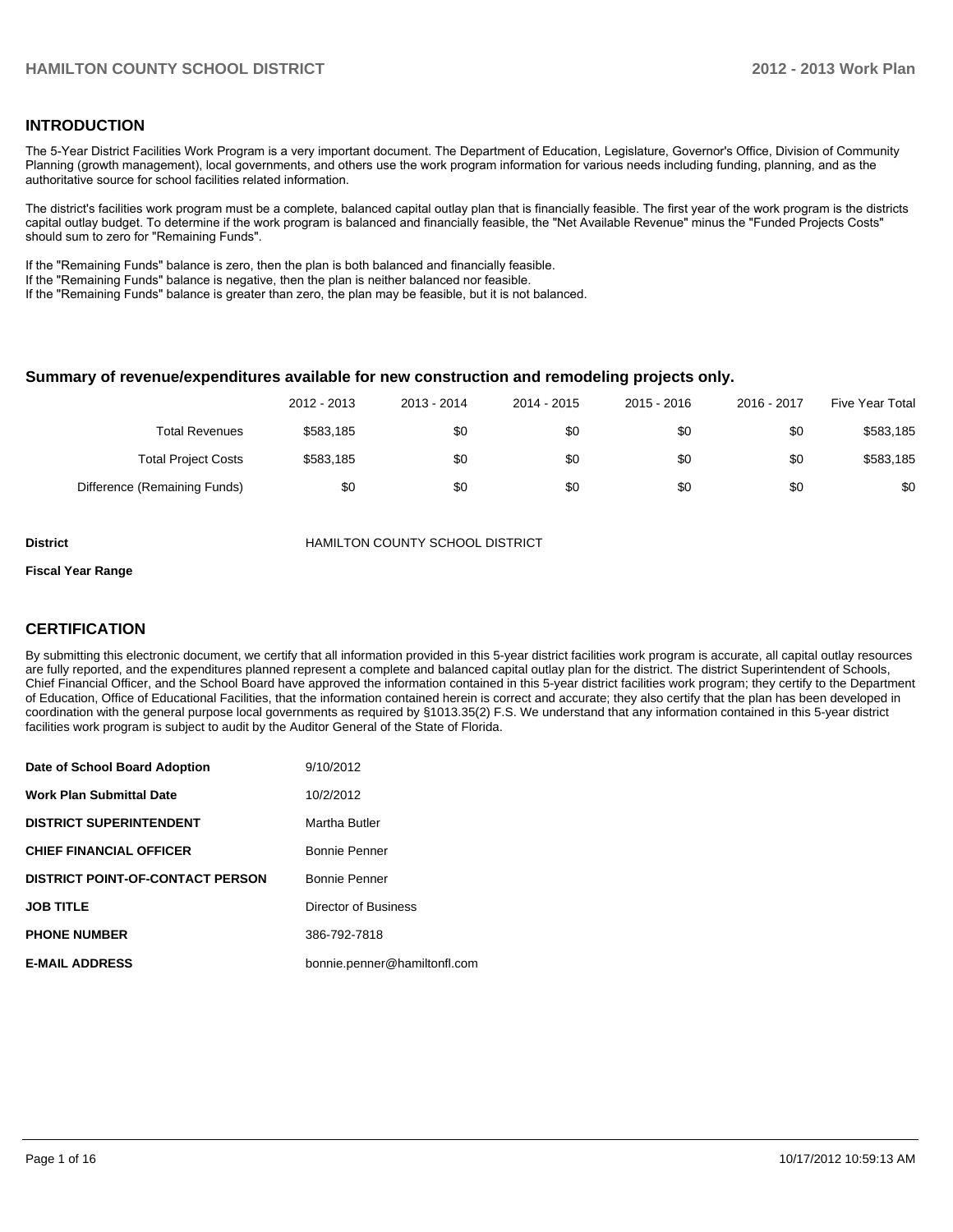## INTRODUCTION

The 5-Year District Facilities Work Program is a very important document. The Department of Education, Legislature, Governor's Office, Division of Community Planning (growth management), local governments, and others use the work program information for various needs including funding, planning, and as the authoritative source for school facilities related information.

The district's facilities work program must be a complete, balanced capital outlay plan that is financially feasible. The first year of the work program is the districts capital outlay budget. To determine if the work program is balanced and financially feasible, the "Net Available Revenue" minus the "Funded Projects Costs" should sum to zero for "Remaining Funds".

If the "Remaining Funds" balance is zero, then the plan is both balanced and financially feasible.
If the "Remaining Funds" balance is negative, then the plan is neither balanced nor feasible.
If the "Remaining Funds" balance is greater than zero, the plan may be feasible, but it is not balanced.

### Summary of revenue/expenditures available for new construction and remodeling projects only.

| | 2012 - 2013 | 2013 - 2014 | 2014 - 2015 | 2015 - 2016 | 2016 - 2017 | Five Year Total |
|---|---|---|---|---|---|---|
| Total Revenues | $583,185 | $0 | $0 | $0 | $0 | $583,185 |
| Total Project Costs | $583,185 | $0 | $0 | $0 | $0 | $583,185 |
| Difference (Remaining Funds) | $0 | $0 | $0 | $0 | $0 | $0 |

**District** HAMILTON COUNTY SCHOOL DISTRICT

**Fiscal Year Range**

## CERTIFICATION

By submitting this electronic document, we certify that all information provided in this 5-year district facilities work program is accurate, all capital outlay resources are fully reported, and the expenditures planned represent a complete and balanced capital outlay plan for the district. The district Superintendent of Schools, Chief Financial Officer, and the School Board have approved the information contained in this 5-year district facilities work program; they certify to the Department of Education, Office of Educational Facilities, that the information contained herein is correct and accurate; they also certify that the plan has been developed in coordination with the general purpose local governments as required by §1013.35(2) F.S. We understand that any information contained in this 5-year district facilities work program is subject to audit by the Auditor General of the State of Florida.

| | |
|---|---|
| **Date of School Board Adoption** | 9/10/2012 |
| **Work Plan Submittal Date** | 10/2/2012 |
| **DISTRICT SUPERINTENDENT** | Martha Butler |
| **CHIEF FINANCIAL OFFICER** | Bonnie Penner |
| **DISTRICT POINT-OF-CONTACT PERSON** | Bonnie Penner |
| **JOB TITLE** | Director of Business |
| **PHONE NUMBER** | 386-792-7818 |
| **E-MAIL ADDRESS** | bonnie.penner@hamiltonfl.com |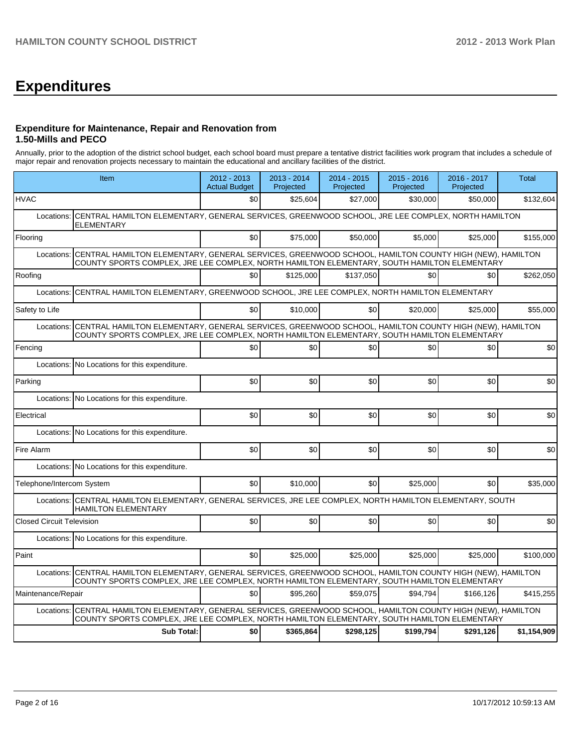# Expenditures

### Expenditure for Maintenance, Repair and Renovation from 1.50-Mills and PECO

Annually, prior to the adoption of the district school budget, each school board must prepare a tentative district facilities work program that includes a schedule of major repair and renovation projects necessary to maintain the educational and ancillary facilities of the district.

| Item | | 2012 - 2013 Actual Budget | 2013 - 2014 Projected | 2014 - 2015 Projected | 2015 - 2016 Projected | 2016 - 2017 Projected | Total |
|---|---|---|---|---|---|---|---|
| HVAC | | $0 | $25,604 | $27,000 | $30,000 | $50,000 | $132,604 |
| Locations: | CENTRAL HAMILTON ELEMENTARY, GENERAL SERVICES, GREENWOOD SCHOOL, JRE LEE COMPLEX, NORTH HAMILTON ELEMENTARY | | | | | | |
| Flooring | | $0 | $75,000 | $50,000 | $5,000 | $25,000 | $155,000 |
| Locations: | CENTRAL HAMILTON ELEMENTARY, GENERAL SERVICES, GREENWOOD SCHOOL, HAMILTON COUNTY HIGH (NEW), HAMILTON COUNTY SPORTS COMPLEX, JRE LEE COMPLEX, NORTH HAMILTON ELEMENTARY, SOUTH HAMILTON ELEMENTARY | | | | | | |
| Roofing | | $0 | $125,000 | $137,050 | $0 | $0 | $262,050 |
| Locations: | CENTRAL HAMILTON ELEMENTARY, GREENWOOD SCHOOL, JRE LEE COMPLEX, NORTH HAMILTON ELEMENTARY | | | | | | |
| Safety to Life | | $0 | $10,000 | $0 | $20,000 | $25,000 | $55,000 |
| Locations: | CENTRAL HAMILTON ELEMENTARY, GENERAL SERVICES, GREENWOOD SCHOOL, HAMILTON COUNTY HIGH (NEW), HAMILTON COUNTY SPORTS COMPLEX, JRE LEE COMPLEX, NORTH HAMILTON ELEMENTARY, SOUTH HAMILTON ELEMENTARY | | | | | | |
| Fencing | | $0 | $0 | $0 | $0 | $0 | $0 |
| Locations: | No Locations for this expenditure. | | | | | | |
| Parking | | $0 | $0 | $0 | $0 | $0 | $0 |
| Locations: | No Locations for this expenditure. | | | | | | |
| Electrical | | $0 | $0 | $0 | $0 | $0 | $0 |
| Locations: | No Locations for this expenditure. | | | | | | |
| Fire Alarm | | $0 | $0 | $0 | $0 | $0 | $0 |
| Locations: | No Locations for this expenditure. | | | | | | |
| Telephone/Intercom System | | $0 | $10,000 | $0 | $25,000 | $0 | $35,000 |
| Locations: | CENTRAL HAMILTON ELEMENTARY, GENERAL SERVICES, JRE LEE COMPLEX, NORTH HAMILTON ELEMENTARY, SOUTH HAMILTON ELEMENTARY | | | | | | |
| Closed Circuit Television | | $0 | $0 | $0 | $0 | $0 | $0 |
| Locations: | No Locations for this expenditure. | | | | | | |
| Paint | | $0 | $25,000 | $25,000 | $25,000 | $25,000 | $100,000 |
| Locations: | CENTRAL HAMILTON ELEMENTARY, GENERAL SERVICES, GREENWOOD SCHOOL, HAMILTON COUNTY HIGH (NEW), HAMILTON COUNTY SPORTS COMPLEX, JRE LEE COMPLEX, NORTH HAMILTON ELEMENTARY, SOUTH HAMILTON ELEMENTARY | | | | | | |
| Maintenance/Repair | | $0 | $95,260 | $59,075 | $94,794 | $166,126 | $415,255 |
| Locations: | CENTRAL HAMILTON ELEMENTARY, GENERAL SERVICES, GREENWOOD SCHOOL, HAMILTON COUNTY HIGH (NEW), HAMILTON COUNTY SPORTS COMPLEX, JRE LEE COMPLEX, NORTH HAMILTON ELEMENTARY, SOUTH HAMILTON ELEMENTARY | | | | | | |
| | **Sub Total:** | **$0** | **$365,864** | **$298,125** | **$199,794** | **$291,126** | **$1,154,909** |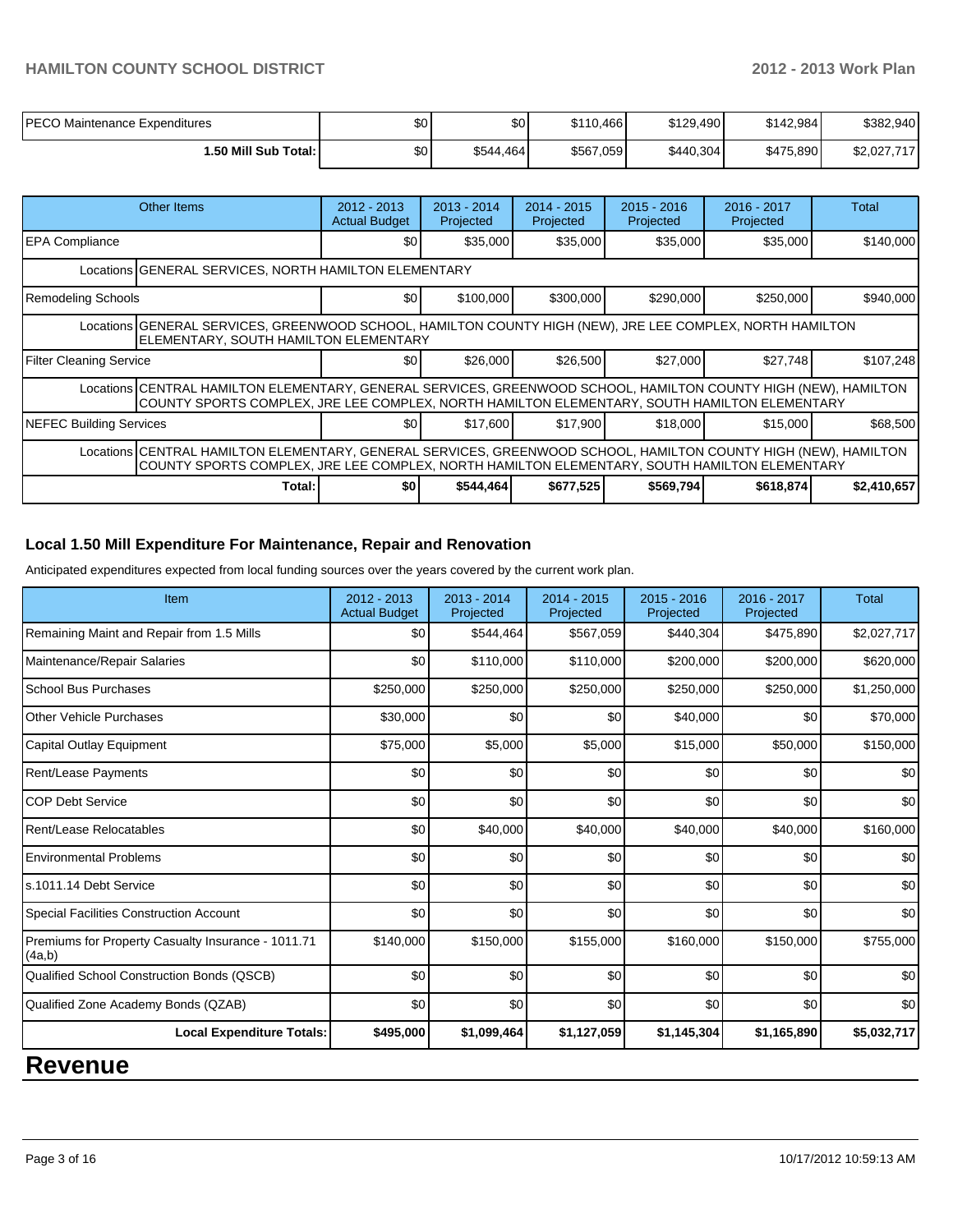| | | | | | | |
|---|---|---|---|---|---|---|
| PECO Maintenance Expenditures | $0 | $0 | $110,466 | $129,490 | $142,984 | $382,940 |
| **1.50 Mill Sub Total:** | $0 | $544,464 | $567,059 | $440,304 | $475,890 | $2,027,717 |

| Other Items | 2012 - 2013 Actual Budget | 2013 - 2014 Projected | 2014 - 2015 Projected | 2015 - 2016 Projected | 2016 - 2017 Projected | Total |
|---|---|---|---|---|---|---|
| EPA Compliance | $0 | $35,000 | $35,000 | $35,000 | $35,000 | $140,000 |
| Locations GENERAL SERVICES, NORTH HAMILTON ELEMENTARY | | | | | | |
| Remodeling Schools | $0 | $100,000 | $300,000 | $290,000 | $250,000 | $940,000 |
| Locations GENERAL SERVICES, GREENWOOD SCHOOL, HAMILTON COUNTY HIGH (NEW), JRE LEE COMPLEX, NORTH HAMILTON ELEMENTARY, SOUTH HAMILTON ELEMENTARY | | | | | | |
| Filter Cleaning Service | $0 | $26,000 | $26,500 | $27,000 | $27,748 | $107,248 |
| Locations CENTRAL HAMILTON ELEMENTARY, GENERAL SERVICES, GREENWOOD SCHOOL, HAMILTON COUNTY HIGH (NEW), HAMILTON COUNTY SPORTS COMPLEX, JRE LEE COMPLEX, NORTH HAMILTON ELEMENTARY, SOUTH HAMILTON ELEMENTARY | | | | | | |
| NEFEC Building Services | $0 | $17,600 | $17,900 | $18,000 | $15,000 | $68,500 |
| Locations CENTRAL HAMILTON ELEMENTARY, GENERAL SERVICES, GREENWOOD SCHOOL, HAMILTON COUNTY HIGH (NEW), HAMILTON COUNTY SPORTS COMPLEX, JRE LEE COMPLEX, NORTH HAMILTON ELEMENTARY, SOUTH HAMILTON ELEMENTARY | | | | | | |
| **Total:** | **$0** | **$544,464** | **$677,525** | **$569,794** | **$618,874** | **$2,410,657** |

### Local 1.50 Mill Expenditure For Maintenance, Repair and Renovation

Anticipated expenditures expected from local funding sources over the years covered by the current work plan.

| Item | 2012 - 2013 Actual Budget | 2013 - 2014 Projected | 2014 - 2015 Projected | 2015 - 2016 Projected | 2016 - 2017 Projected | Total |
|---|---|---|---|---|---|---|
| Remaining Maint and Repair from 1.5 Mills | $0 | $544,464 | $567,059 | $440,304 | $475,890 | $2,027,717 |
| Maintenance/Repair Salaries | $0 | $110,000 | $110,000 | $200,000 | $200,000 | $620,000 |
| School Bus Purchases | $250,000 | $250,000 | $250,000 | $250,000 | $250,000 | $1,250,000 |
| Other Vehicle Purchases | $30,000 | $0 | $0 | $40,000 | $0 | $70,000 |
| Capital Outlay Equipment | $75,000 | $5,000 | $5,000 | $15,000 | $50,000 | $150,000 |
| Rent/Lease Payments | $0 | $0 | $0 | $0 | $0 | $0 |
| COP Debt Service | $0 | $0 | $0 | $0 | $0 | $0 |
| Rent/Lease Relocatables | $0 | $40,000 | $40,000 | $40,000 | $40,000 | $160,000 |
| Environmental Problems | $0 | $0 | $0 | $0 | $0 | $0 |
| s.1011.14 Debt Service | $0 | $0 | $0 | $0 | $0 | $0 |
| Special Facilities Construction Account | $0 | $0 | $0 | $0 | $0 | $0 |
| Premiums for Property Casualty Insurance - 1011.71 (4a,b) | $140,000 | $150,000 | $155,000 | $160,000 | $150,000 | $755,000 |
| Qualified School Construction Bonds (QSCB) | $0 | $0 | $0 | $0 | $0 | $0 |
| Qualified Zone Academy Bonds (QZAB) | $0 | $0 | $0 | $0 | $0 | $0 |
| **Local Expenditure Totals:** | **$495,000** | **$1,099,464** | **$1,127,059** | **$1,145,304** | **$1,165,890** | **$5,032,717** |

# Revenue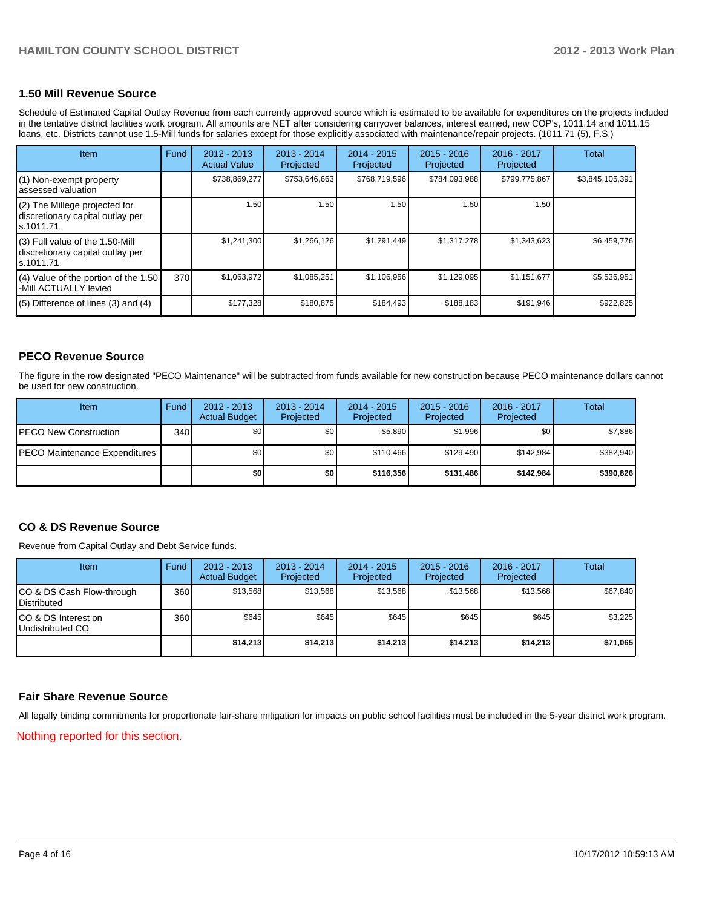## 1.50 Mill Revenue Source

Schedule of Estimated Capital Outlay Revenue from each currently approved source which is estimated to be available for expenditures on the projects included in the tentative district facilities work program. All amounts are NET after considering carryover balances, interest earned, new COP's, 1011.14 and 1011.15 loans, etc. Districts cannot use 1.5-Mill funds for salaries except for those explicitly associated with maintenance/repair projects. (1011.71 (5), F.S.)

| Item | Fund | 2012 - 2013 Actual Value | 2013 - 2014 Projected | 2014 - 2015 Projected | 2015 - 2016 Projected | 2016 - 2017 Projected | Total |
|---|---|---|---|---|---|---|---|
| (1) Non-exempt property assessed valuation | | $738,869,277 | $753,646,663 | $768,719,596 | $784,093,988 | $799,775,867 | $3,845,105,391 |
| (2) The Millege projected for discretionary capital outlay per s.1011.71 | | 1.50 | 1.50 | 1.50 | 1.50 | 1.50 | |
| (3) Full value of the 1.50-Mill discretionary capital outlay per s.1011.71 | | $1,241,300 | $1,266,126 | $1,291,449 | $1,317,278 | $1,343,623 | $6,459,776 |
| (4) Value of the portion of the 1.50 -Mill ACTUALLY levied | 370 | $1,063,972 | $1,085,251 | $1,106,956 | $1,129,095 | $1,151,677 | $5,536,951 |
| (5) Difference of lines (3) and (4) | | $177,328 | $180,875 | $184,493 | $188,183 | $191,946 | $922,825 |

## PECO Revenue Source

The figure in the row designated "PECO Maintenance" will be subtracted from funds available for new construction because PECO maintenance dollars cannot be used for new construction.

| Item | Fund | 2012 - 2013 Actual Budget | 2013 - 2014 Projected | 2014 - 2015 Projected | 2015 - 2016 Projected | 2016 - 2017 Projected | Total |
|---|---|---|---|---|---|---|---|
| PECO New Construction | 340 | $0 | $0 | $5,890 | $1,996 | $0 | $7,886 |
| PECO Maintenance Expenditures | | $0 | $0 | $110,466 | $129,490 | $142,984 | $382,940 |
| | | **$0** | **$0** | **$116,356** | **$131,486** | **$142,984** | **$390,826** |

## CO & DS Revenue Source

Revenue from Capital Outlay and Debt Service funds.

| Item | Fund | 2012 - 2013 Actual Budget | 2013 - 2014 Projected | 2014 - 2015 Projected | 2015 - 2016 Projected | 2016 - 2017 Projected | Total |
|---|---|---|---|---|---|---|---|
| CO & DS Cash Flow-through Distributed | 360 | $13,568 | $13,568 | $13,568 | $13,568 | $13,568 | $67,840 |
| CO & DS Interest on Undistributed CO | 360 | $645 | $645 | $645 | $645 | $645 | $3,225 |
| | | **$14,213** | **$14,213** | **$14,213** | **$14,213** | **$14,213** | **$71,065** |

## Fair Share Revenue Source

All legally binding commitments for proportionate fair-share mitigation for impacts on public school facilities must be included in the 5-year district work program.

Nothing reported for this section.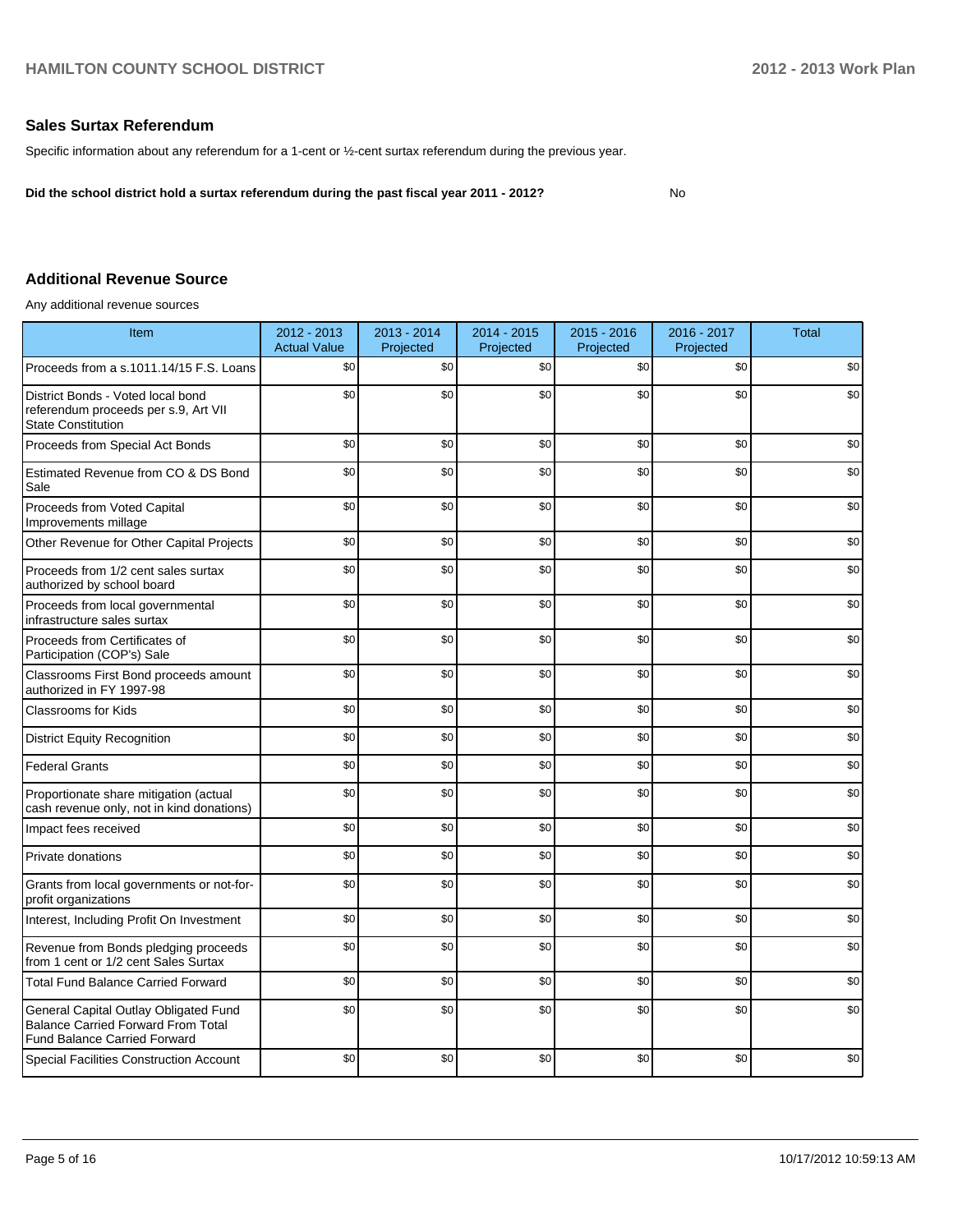## Sales Surtax Referendum

Specific information about any referendum for a 1-cent or ½-cent surtax referendum during the previous year.

**Did the school district hold a surtax referendum during the past fiscal year 2011 - 2012?** No

## Additional Revenue Source

Any additional revenue sources

| Item | 2012 - 2013 Actual Value | 2013 - 2014 Projected | 2014 - 2015 Projected | 2015 - 2016 Projected | 2016 - 2017 Projected | Total |
|---|---|---|---|---|---|---|
| Proceeds from a s.1011.14/15 F.S. Loans | $0 | $0 | $0 | $0 | $0 | $0 |
| District Bonds - Voted local bond referendum proceeds per s.9, Art VII State Constitution | $0 | $0 | $0 | $0 | $0 | $0 |
| Proceeds from Special Act Bonds | $0 | $0 | $0 | $0 | $0 | $0 |
| Estimated Revenue from CO & DS Bond Sale | $0 | $0 | $0 | $0 | $0 | $0 |
| Proceeds from Voted Capital Improvements millage | $0 | $0 | $0 | $0 | $0 | $0 |
| Other Revenue for Other Capital Projects | $0 | $0 | $0 | $0 | $0 | $0 |
| Proceeds from 1/2 cent sales surtax authorized by school board | $0 | $0 | $0 | $0 | $0 | $0 |
| Proceeds from local governmental infrastructure sales surtax | $0 | $0 | $0 | $0 | $0 | $0 |
| Proceeds from Certificates of Participation (COP's) Sale | $0 | $0 | $0 | $0 | $0 | $0 |
| Classrooms First Bond proceeds amount authorized in FY 1997-98 | $0 | $0 | $0 | $0 | $0 | $0 |
| Classrooms for Kids | $0 | $0 | $0 | $0 | $0 | $0 |
| District Equity Recognition | $0 | $0 | $0 | $0 | $0 | $0 |
| Federal Grants | $0 | $0 | $0 | $0 | $0 | $0 |
| Proportionate share mitigation (actual cash revenue only, not in kind donations) | $0 | $0 | $0 | $0 | $0 | $0 |
| Impact fees received | $0 | $0 | $0 | $0 | $0 | $0 |
| Private donations | $0 | $0 | $0 | $0 | $0 | $0 |
| Grants from local governments or not-for-profit organizations | $0 | $0 | $0 | $0 | $0 | $0 |
| Interest, Including Profit On Investment | $0 | $0 | $0 | $0 | $0 | $0 |
| Revenue from Bonds pledging proceeds from 1 cent or 1/2 cent Sales Surtax | $0 | $0 | $0 | $0 | $0 | $0 |
| Total Fund Balance Carried Forward | $0 | $0 | $0 | $0 | $0 | $0 |
| General Capital Outlay Obligated Fund Balance Carried Forward From Total Fund Balance Carried Forward | $0 | $0 | $0 | $0 | $0 | $0 |
| Special Facilities Construction Account | $0 | $0 | $0 | $0 | $0 | $0 |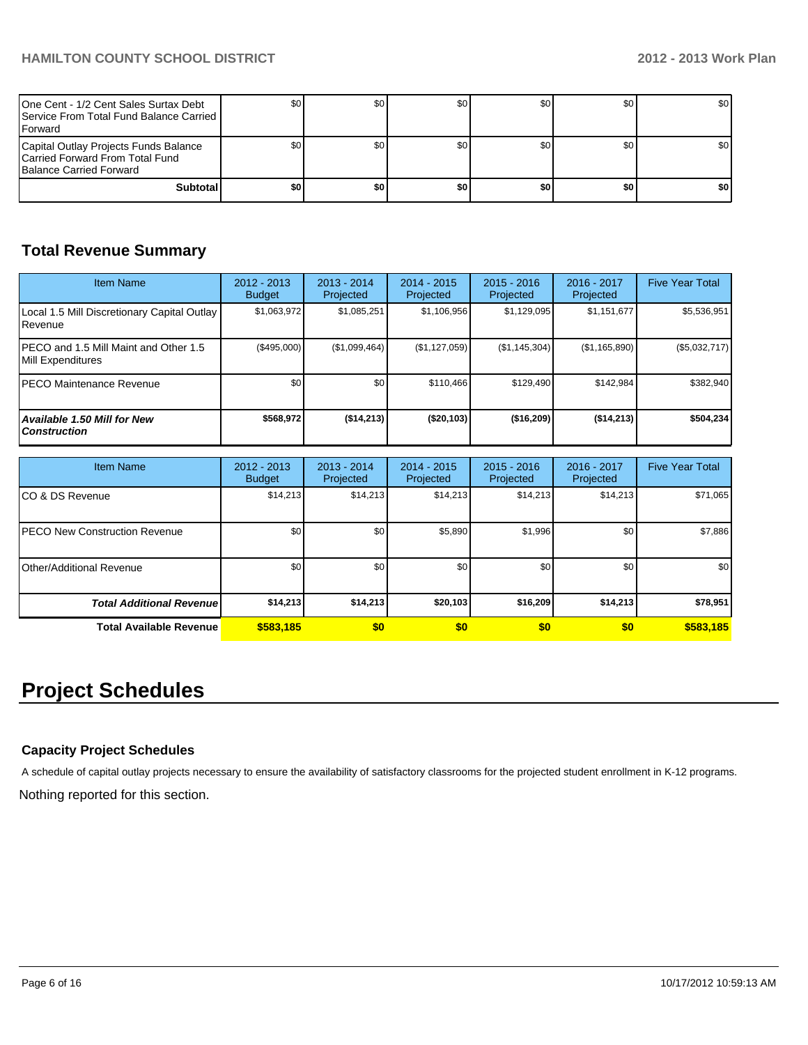| | | | | | | |
|---|---|---|---|---|---|---|
| One Cent - 1/2 Cent Sales Surtax Debt Service From Total Fund Balance Carried Forward | $0 | $0 | $0 | $0 | $0 | $0 |
| Capital Outlay Projects Funds Balance Carried Forward From Total Fund Balance Carried Forward | $0 | $0 | $0 | $0 | $0 | $0 |
| **Subtotal** | **$0** | **$0** | **$0** | **$0** | **$0** | **$0** |

## Total Revenue Summary

| Item Name | 2012 - 2013 Budget | 2013 - 2014 Projected | 2014 - 2015 Projected | 2015 - 2016 Projected | 2016 - 2017 Projected | Five Year Total |
|---|---|---|---|---|---|---|
| Local 1.5 Mill Discretionary Capital Outlay Revenue | $1,063,972 | $1,085,251 | $1,106,956 | $1,129,095 | $1,151,677 | $5,536,951 |
| PECO and 1.5 Mill Maint and Other 1.5 Mill Expenditures | ($495,000) | ($1,099,464) | ($1,127,059) | ($1,145,304) | ($1,165,890) | ($5,032,717) |
| PECO Maintenance Revenue | $0 | $0 | $110,466 | $129,490 | $142,984 | $382,940 |
| ***Available 1.50 Mill for New Construction*** | **$568,972** | **($14,213)** | **($20,103)** | **($16,209)** | **($14,213)** | **$504,234** |

| Item Name | 2012 - 2013 Budget | 2013 - 2014 Projected | 2014 - 2015 Projected | 2015 - 2016 Projected | 2016 - 2017 Projected | Five Year Total |
|---|---|---|---|---|---|---|
| CO & DS Revenue | $14,213 | $14,213 | $14,213 | $14,213 | $14,213 | $71,065 |
| PECO New Construction Revenue | $0 | $0 | $5,890 | $1,996 | $0 | $7,886 |
| Other/Additional Revenue | $0 | $0 | $0 | $0 | $0 | $0 |
| ***Total Additional Revenue*** | **$14,213** | **$14,213** | **$20,103** | **$16,209** | **$14,213** | **$78,951** |
| **Total Available Revenue** | **$583,185** | **$0** | **$0** | **$0** | **$0** | **$583,185** |

# Project Schedules

### Capacity Project Schedules

A schedule of capital outlay projects necessary to ensure the availability of satisfactory classrooms for the projected student enrollment in K-12 programs.

Nothing reported for this section.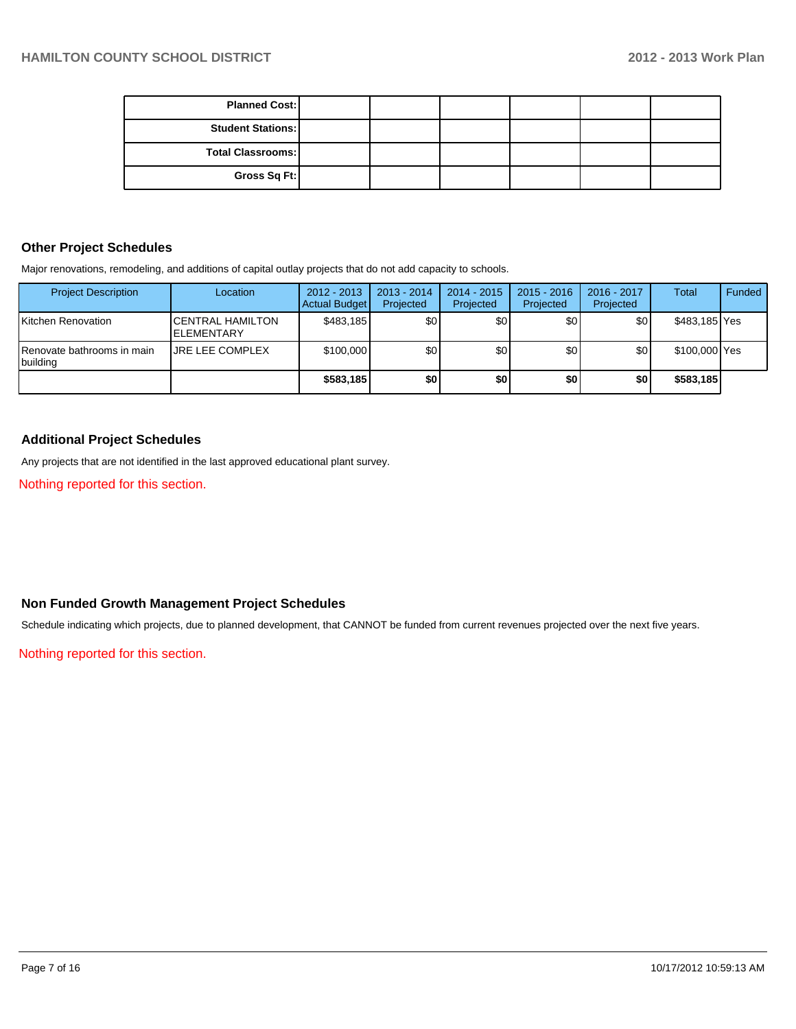| | | | | | | |
|---|---|---|---|---|---|---|
| **Planned Cost:** | | | | | | |
| **Student Stations:** | | | | | | |
| **Total Classrooms:** | | | | | | |
| **Gross Sq Ft:** | | | | | | |

## Other Project Schedules

Major renovations, remodeling, and additions of capital outlay projects that do not add capacity to schools.

| Project Description | Location | 2012 - 2013 Actual Budget | 2013 - 2014 Projected | 2014 - 2015 Projected | 2015 - 2016 Projected | 2016 - 2017 Projected | Total | Funded |
|---|---|---|---|---|---|---|---|---|
| Kitchen Renovation | CENTRAL HAMILTON ELEMENTARY | $483,185 | $0 | $0 | $0 | $0 | $483,185 | Yes |
| Renovate bathrooms in main building | JRE LEE COMPLEX | $100,000 | $0 | $0 | $0 | $0 | $100,000 | Yes |
| | | **$583,185** | **$0** | **$0** | **$0** | **$0** | **$583,185** | |

## Additional Project Schedules

Any projects that are not identified in the last approved educational plant survey.

Nothing reported for this section.

## Non Funded Growth Management Project Schedules

Schedule indicating which projects, due to planned development, that CANNOT be funded from current revenues projected over the next five years.

Nothing reported for this section.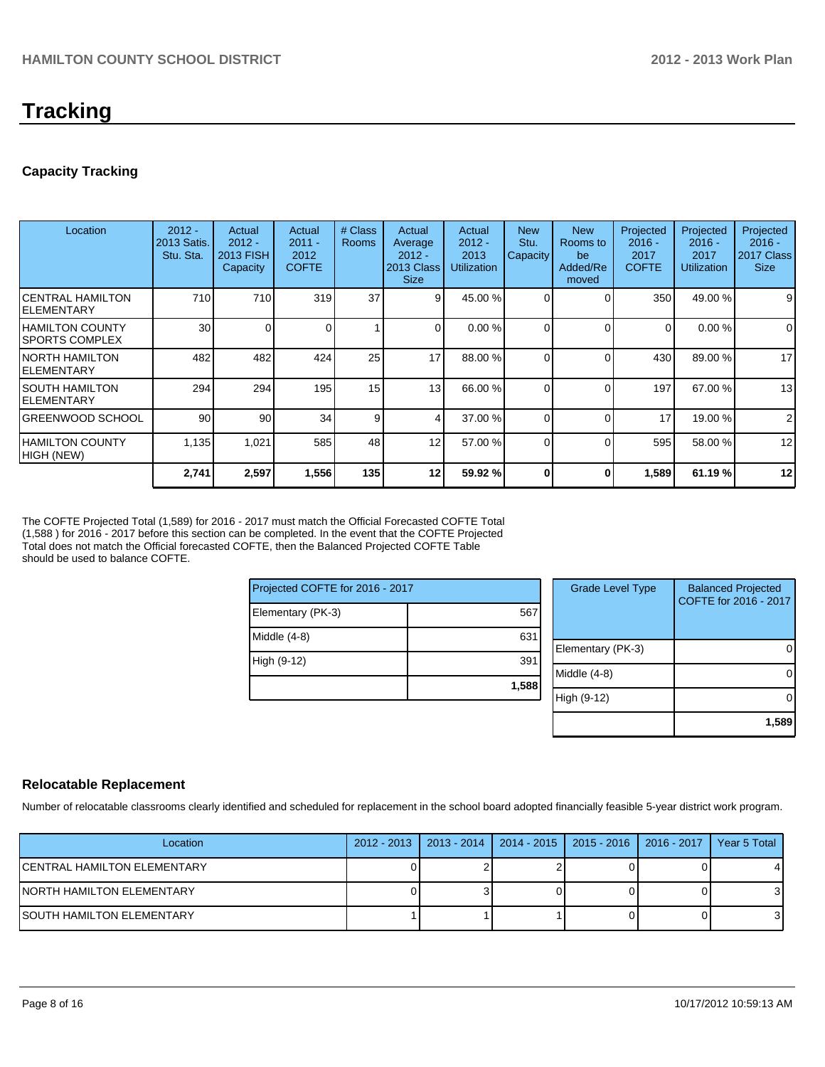# Tracking

## Capacity Tracking

| Location | 2012 - 2013 Satis. Stu. Sta. | Actual 2012 - 2013 FISH Capacity | Actual 2011 - 2012 COFTE | # Class Rooms | Actual Average 2012 - 2013 Class Size | Actual 2012 - 2013 Utilization | New Stu. Capacity | New Rooms to be Added/Removed | Projected 2016 - 2017 COFTE | Projected 2016 - 2017 Utilization | Projected 2016 - 2017 Class Size |
|---|---|---|---|---|---|---|---|---|---|---|---|
| CENTRAL HAMILTON ELEMENTARY | 710 | 710 | 319 | 37 | 9 | 45.00 % | 0 | 0 | 350 | 49.00 % | 9 |
| HAMILTON COUNTY SPORTS COMPLEX | 30 | 0 | 0 | 1 | 0 | 0.00 % | 0 | 0 | 0 | 0.00 % | 0 |
| NORTH HAMILTON ELEMENTARY | 482 | 482 | 424 | 25 | 17 | 88.00 % | 0 | 0 | 430 | 89.00 % | 17 |
| SOUTH HAMILTON ELEMENTARY | 294 | 294 | 195 | 15 | 13 | 66.00 % | 0 | 0 | 197 | 67.00 % | 13 |
| GREENWOOD SCHOOL | 90 | 90 | 34 | 9 | 4 | 37.00 % | 0 | 0 | 17 | 19.00 % | 2 |
| HAMILTON COUNTY HIGH (NEW) | 1,135 | 1,021 | 585 | 48 | 12 | 57.00 % | 0 | 0 | 595 | 58.00 % | 12 |
| | **2,741** | **2,597** | **1,556** | **135** | **12** | **59.92 %** | **0** | **0** | **1,589** | **61.19 %** | **12** |

The COFTE Projected Total (1,589) for 2016 - 2017 must match the Official Forecasted COFTE Total (1,588 ) for 2016 - 2017 before this section can be completed. In the event that the COFTE Projected Total does not match the Official forecasted COFTE, then the Balanced Projected COFTE Table should be used to balance COFTE.

| Projected COFTE for 2016 - 2017 | |
|---|---|
| Elementary (PK-3) | 567 |
| Middle (4-8) | 631 |
| High (9-12) | 391 |
| | **1,588** |

| Grade Level Type | Balanced Projected COFTE for 2016 - 2017 |
|---|---|
| Elementary (PK-3) | 0 |
| Middle (4-8) | 0 |
| High (9-12) | 0 |
| | **1,589** |

## Relocatable Replacement

Number of relocatable classrooms clearly identified and scheduled for replacement in the school board adopted financially feasible 5-year district work program.

| Location | 2012 - 2013 | 2013 - 2014 | 2014 - 2015 | 2015 - 2016 | 2016 - 2017 | Year 5 Total |
|---|---|---|---|---|---|---|
| CENTRAL HAMILTON ELEMENTARY | 0 | 2 | 2 | 0 | 0 | 4 |
| NORTH HAMILTON ELEMENTARY | 0 | 3 | 0 | 0 | 0 | 3 |
| SOUTH HAMILTON ELEMENTARY | 1 | 1 | 1 | 0 | 0 | 3 |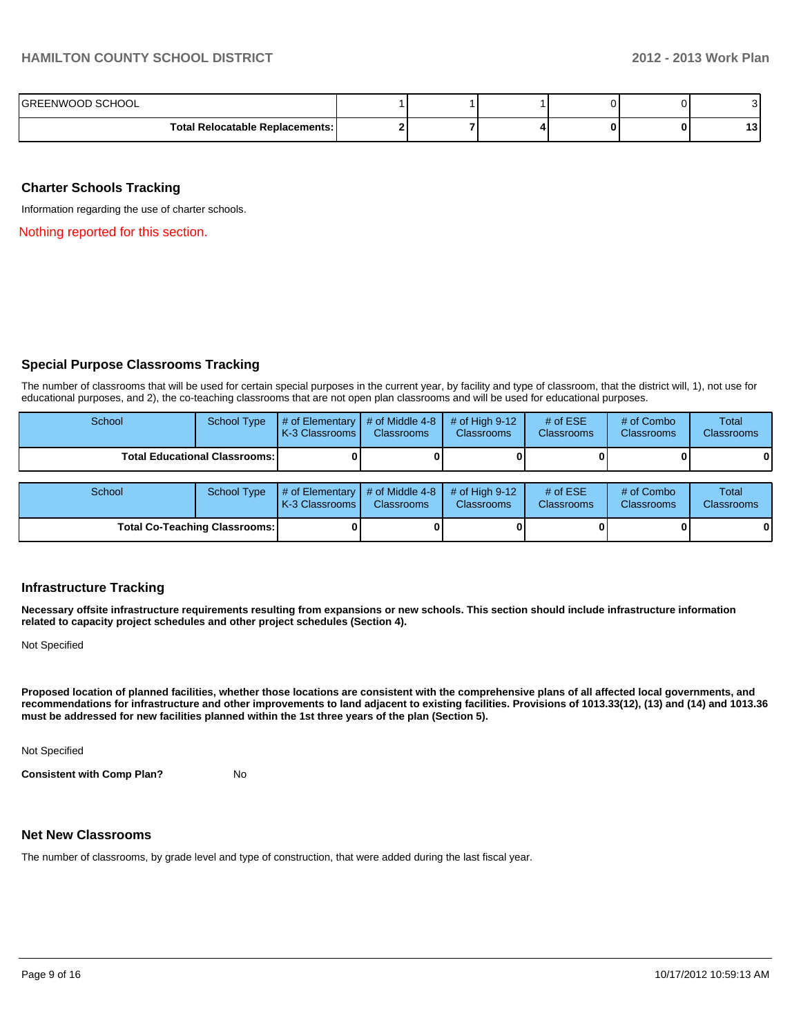| | | | | | | |
|---|---|---|---|---|---|---|
| GREENWOOD SCHOOL | 1 | 1 | 1 | 0 | 0 | 3 |
| **Total Relocatable Replacements:** | **2** | **7** | **4** | **0** | **0** | **13** |

## Charter Schools Tracking

Information regarding the use of charter schools.

Nothing reported for this section.

## Special Purpose Classrooms Tracking

The number of classrooms that will be used for certain special purposes in the current year, by facility and type of classroom, that the district will, 1), not use for educational purposes, and 2), the co-teaching classrooms that are not open plan classrooms and will be used for educational purposes.

| School | School Type | # of Elementary K-3 Classrooms | # of Middle 4-8 Classrooms | # of High 9-12 Classrooms | # of ESE Classrooms | # of Combo Classrooms | Total Classrooms |
|---|---|---|---|---|---|---|---|
| **Total Educational Classrooms:** | | **0** | **0** | **0** | **0** | **0** | **0** |

| School | School Type | # of Elementary K-3 Classrooms | # of Middle 4-8 Classrooms | # of High 9-12 Classrooms | # of ESE Classrooms | # of Combo Classrooms | Total Classrooms |
|---|---|---|---|---|---|---|---|
| **Total Co-Teaching Classrooms:** | | **0** | **0** | **0** | **0** | **0** | **0** |

## Infrastructure Tracking

**Necessary offsite infrastructure requirements resulting from expansions or new schools. This section should include infrastructure information related to capacity project schedules and other project schedules (Section 4).**

Not Specified

**Proposed location of planned facilities, whether those locations are consistent with the comprehensive plans of all affected local governments, and recommendations for infrastructure and other improvements to land adjacent to existing facilities. Provisions of 1013.33(12), (13) and (14) and 1013.36 must be addressed for new facilities planned within the 1st three years of the plan (Section 5).**

Not Specified

**Consistent with Comp Plan?** No

## Net New Classrooms

The number of classrooms, by grade level and type of construction, that were added during the last fiscal year.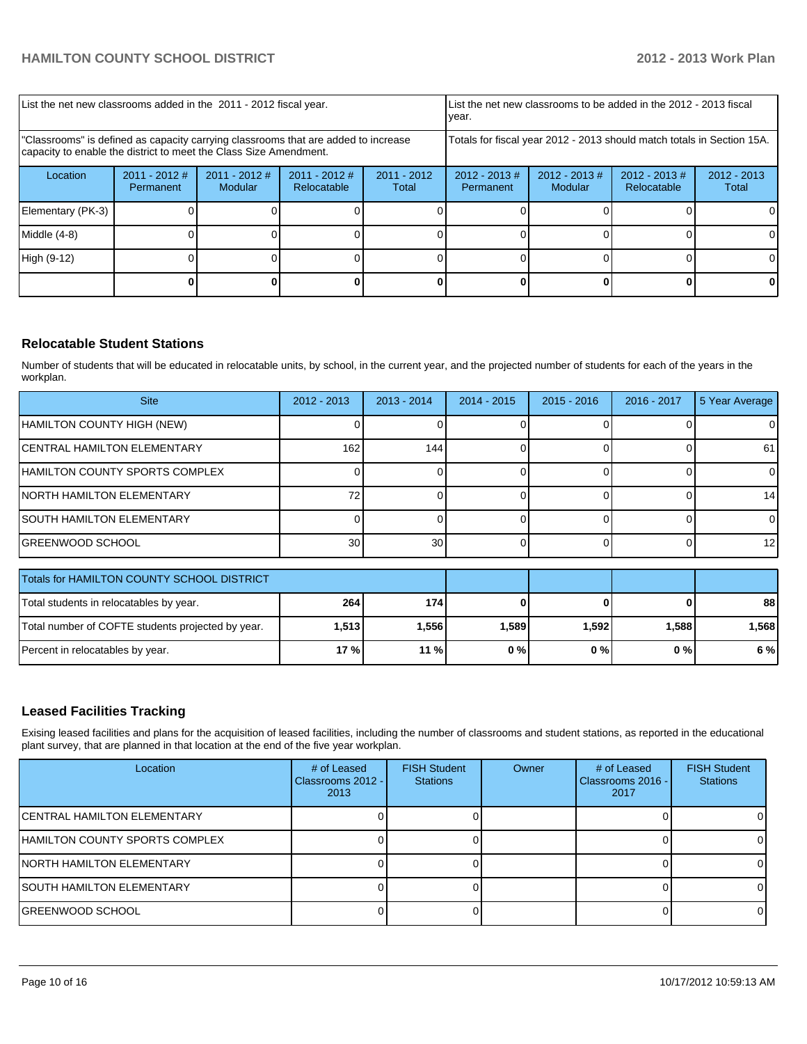| List the net new classrooms added in the 2011 - 2012 fiscal year. | | | | List the net new classrooms to be added in the 2012 - 2013 fiscal year. | | | |
|---|---|---|---|---|---|---|---|
| "Classrooms" is defined as capacity carrying classrooms that are added to increase capacity to enable the district to meet the Class Size Amendment. | | | | Totals for fiscal year 2012 - 2013 should match totals in Section 15A. | | | |
| Location | 2011 - 2012 # Permanent | 2011 - 2012 # Modular | 2011 - 2012 # Relocatable | 2011 - 2012 Total | 2012 - 2013 # Permanent | 2012 - 2013 # Modular | 2012 - 2013 # Relocatable | 2012 - 2013 Total |
| Elementary (PK-3) | 0 | 0 | 0 | 0 | 0 | 0 | 0 | 0 |
| Middle (4-8) | 0 | 0 | 0 | 0 | 0 | 0 | 0 | 0 |
| High (9-12) | 0 | 0 | 0 | 0 | 0 | 0 | 0 | 0 |
| | **0** | **0** | **0** | **0** | **0** | **0** | **0** | **0** |

## Relocatable Student Stations

Number of students that will be educated in relocatable units, by school, in the current year, and the projected number of students for each of the years in the workplan.

| Site | 2012 - 2013 | 2013 - 2014 | 2014 - 2015 | 2015 - 2016 | 2016 - 2017 | 5 Year Average |
|---|---|---|---|---|---|---|
| HAMILTON COUNTY HIGH (NEW) | 0 | 0 | 0 | 0 | 0 | 0 |
| CENTRAL HAMILTON ELEMENTARY | 162 | 144 | 0 | 0 | 0 | 61 |
| HAMILTON COUNTY SPORTS COMPLEX | 0 | 0 | 0 | 0 | 0 | 0 |
| NORTH HAMILTON ELEMENTARY | 72 | 0 | 0 | 0 | 0 | 14 |
| SOUTH HAMILTON ELEMENTARY | 0 | 0 | 0 | 0 | 0 | 0 |
| GREENWOOD SCHOOL | 30 | 30 | 0 | 0 | 0 | 12 |

| Totals for HAMILTON COUNTY SCHOOL DISTRICT | | | | | | |
|---|---|---|---|---|---|---|
| Total students in relocatables by year. | **264** | **174** | **0** | **0** | **0** | **88** |
| Total number of COFTE students projected by year. | **1,513** | **1,556** | **1,589** | **1,592** | **1,588** | **1,568** |
| Percent in relocatables by year. | **17 %** | **11 %** | **0 %** | **0 %** | **0 %** | **6 %** |

## Leased Facilities Tracking

Exising leased facilities and plans for the acquisition of leased facilities, including the number of classrooms and student stations, as reported in the educational plant survey, that are planned in that location at the end of the five year workplan.

| Location | # of Leased Classrooms 2012 - 2013 | FISH Student Stations | Owner | # of Leased Classrooms 2016 - 2017 | FISH Student Stations |
|---|---|---|---|---|---|
| CENTRAL HAMILTON ELEMENTARY | 0 | 0 | | 0 | 0 |
| HAMILTON COUNTY SPORTS COMPLEX | 0 | 0 | | 0 | 0 |
| NORTH HAMILTON ELEMENTARY | 0 | 0 | | 0 | 0 |
| SOUTH HAMILTON ELEMENTARY | 0 | 0 | | 0 | 0 |
| GREENWOOD SCHOOL | 0 | 0 | | 0 | 0 |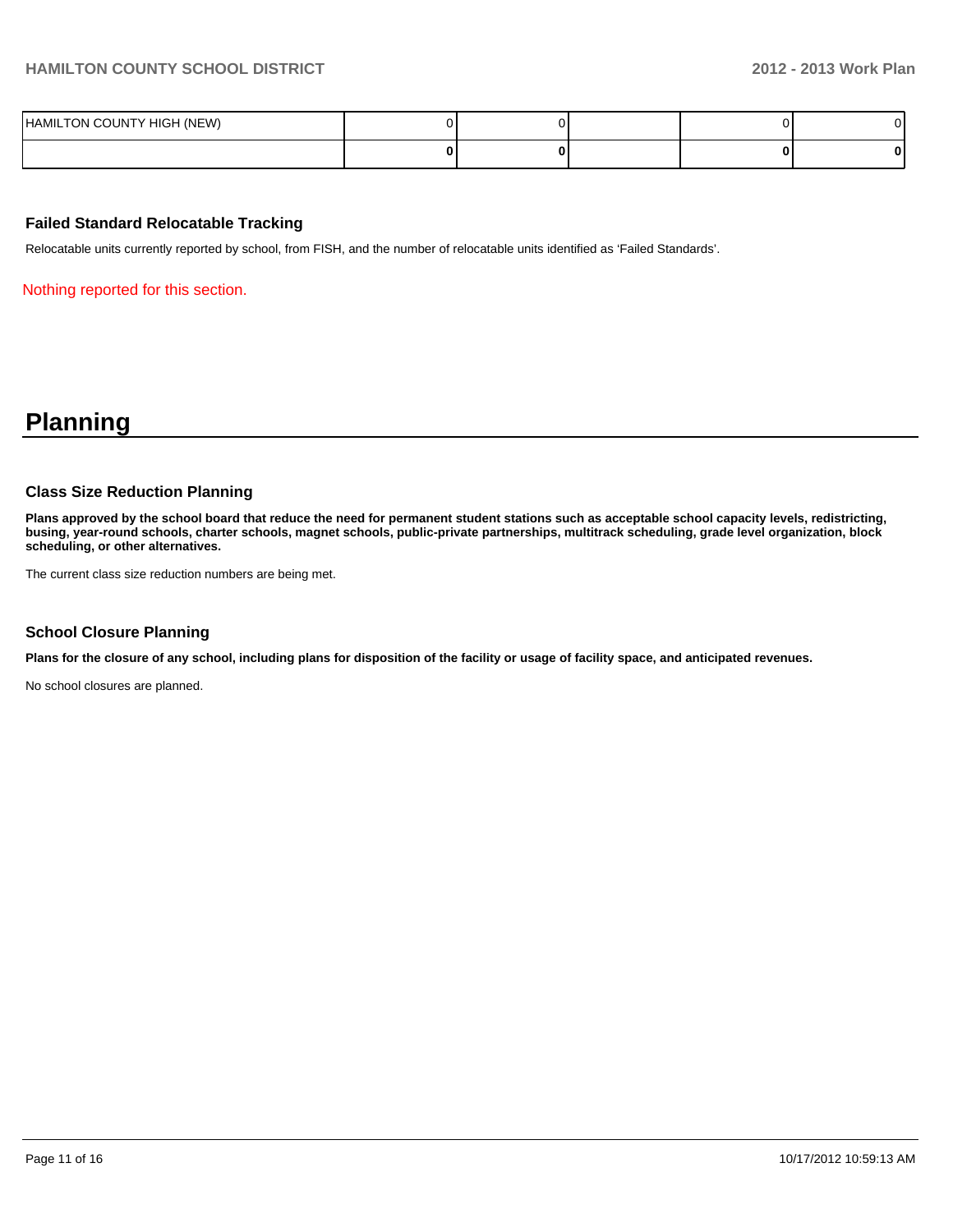| | | | | | |
|---|---|---|---|---|---|
| HAMILTON COUNTY HIGH (NEW) | 0 | 0 | | 0 | 0 |
| | **0** | **0** | | **0** | **0** |

### Failed Standard Relocatable Tracking

Relocatable units currently reported by school, from FISH, and the number of relocatable units identified as 'Failed Standards'.

Nothing reported for this section.

# Planning

### Class Size Reduction Planning

**Plans approved by the school board that reduce the need for permanent student stations such as acceptable school capacity levels, redistricting, busing, year-round schools, charter schools, magnet schools, public-private partnerships, multitrack scheduling, grade level organization, block scheduling, or other alternatives.**

The current class size reduction numbers are being met.

### School Closure Planning

**Plans for the closure of any school, including plans for disposition of the facility or usage of facility space, and anticipated revenues.**

No school closures are planned.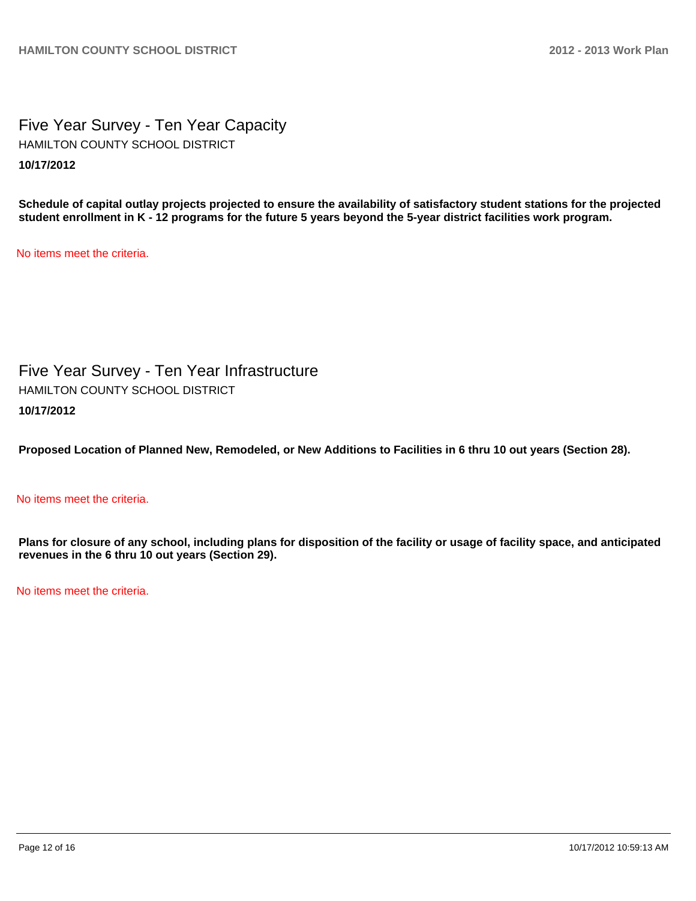## Five Year Survey - Ten Year Capacity

HAMILTON COUNTY SCHOOL DISTRICT

**10/17/2012**

**Schedule of capital outlay projects projected to ensure the availability of satisfactory student stations for the projected student enrollment in K - 12 programs for the future 5 years beyond the 5-year district facilities work program.**

No items meet the criteria.

## Five Year Survey - Ten Year Infrastructure

HAMILTON COUNTY SCHOOL DISTRICT

**10/17/2012**

**Proposed Location of Planned New, Remodeled, or New Additions to Facilities in 6 thru 10 out years (Section 28).**

No items meet the criteria.

**Plans for closure of any school, including plans for disposition of the facility or usage of facility space, and anticipated revenues in the 6 thru 10 out years (Section 29).**

No items meet the criteria.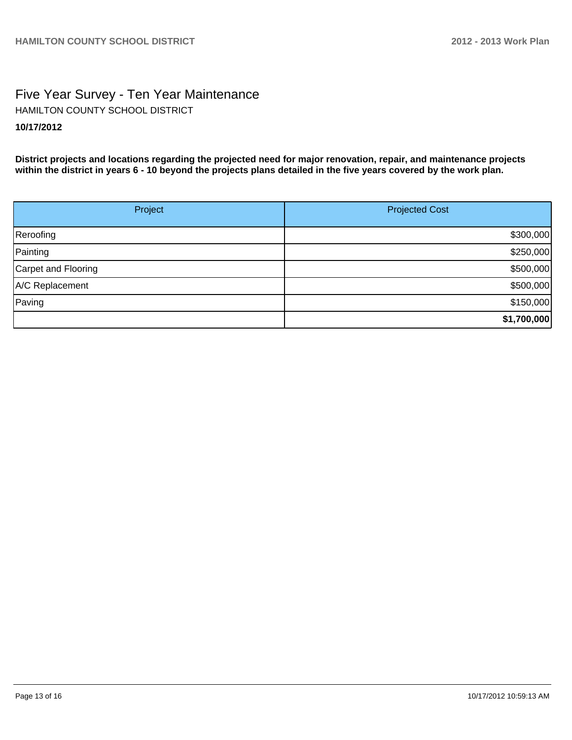# Five Year Survey - Ten Year Maintenance

HAMILTON COUNTY SCHOOL DISTRICT

**10/17/2012**

**District projects and locations regarding the projected need for major renovation, repair, and maintenance projects within the district in years 6 - 10 beyond the projects plans detailed in the five years covered by the work plan.**

| Project | Projected Cost |
| --- | --- |
| Reroofing | $300,000 |
| Painting | $250,000 |
| Carpet and Flooring | $500,000 |
| A/C Replacement | $500,000 |
| Paving | $150,000 |
| | **$1,700,000** |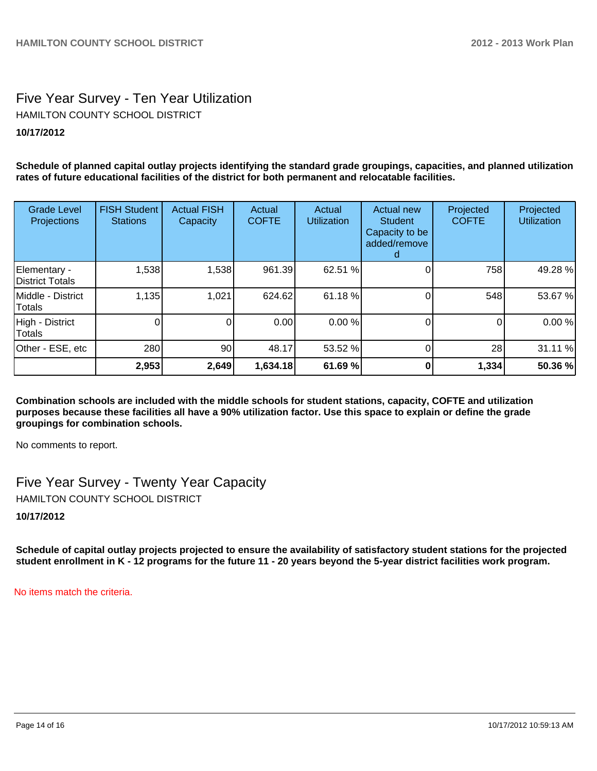# Five Year Survey - Ten Year Utilization

HAMILTON COUNTY SCHOOL DISTRICT

**10/17/2012**

**Schedule of planned capital outlay projects identifying the standard grade groupings, capacities, and planned utilization rates of future educational facilities of the district for both permanent and relocatable facilities.**

| Grade Level Projections | FISH Student Stations | Actual FISH Capacity | Actual COFTE | Actual Utilization | Actual new Student Capacity to be added/removed | Projected COFTE | Projected Utilization |
|---|---|---|---|---|---|---|---|
| Elementary - District Totals | 1,538 | 1,538 | 961.39 | 62.51 % | 0 | 758 | 49.28 % |
| Middle - District Totals | 1,135 | 1,021 | 624.62 | 61.18 % | 0 | 548 | 53.67 % |
| High - District Totals | 0 | 0 | 0.00 | 0.00 % | 0 | 0 | 0.00 % |
| Other - ESE, etc | 280 | 90 | 48.17 | 53.52 % | 0 | 28 | 31.11 % |
| | **2,953** | **2,649** | **1,634.18** | **61.69 %** | **0** | **1,334** | **50.36 %** |

**Combination schools are included with the middle schools for student stations, capacity, COFTE and utilization purposes because these facilities all have a 90% utilization factor. Use this space to explain or define the grade groupings for combination schools.**

No comments to report.

# Five Year Survey - Twenty Year Capacity

HAMILTON COUNTY SCHOOL DISTRICT

**10/17/2012**

**Schedule of capital outlay projects projected to ensure the availability of satisfactory student stations for the projected student enrollment in K - 12 programs for the future 11 - 20 years beyond the 5-year district facilities work program.**

No items match the criteria.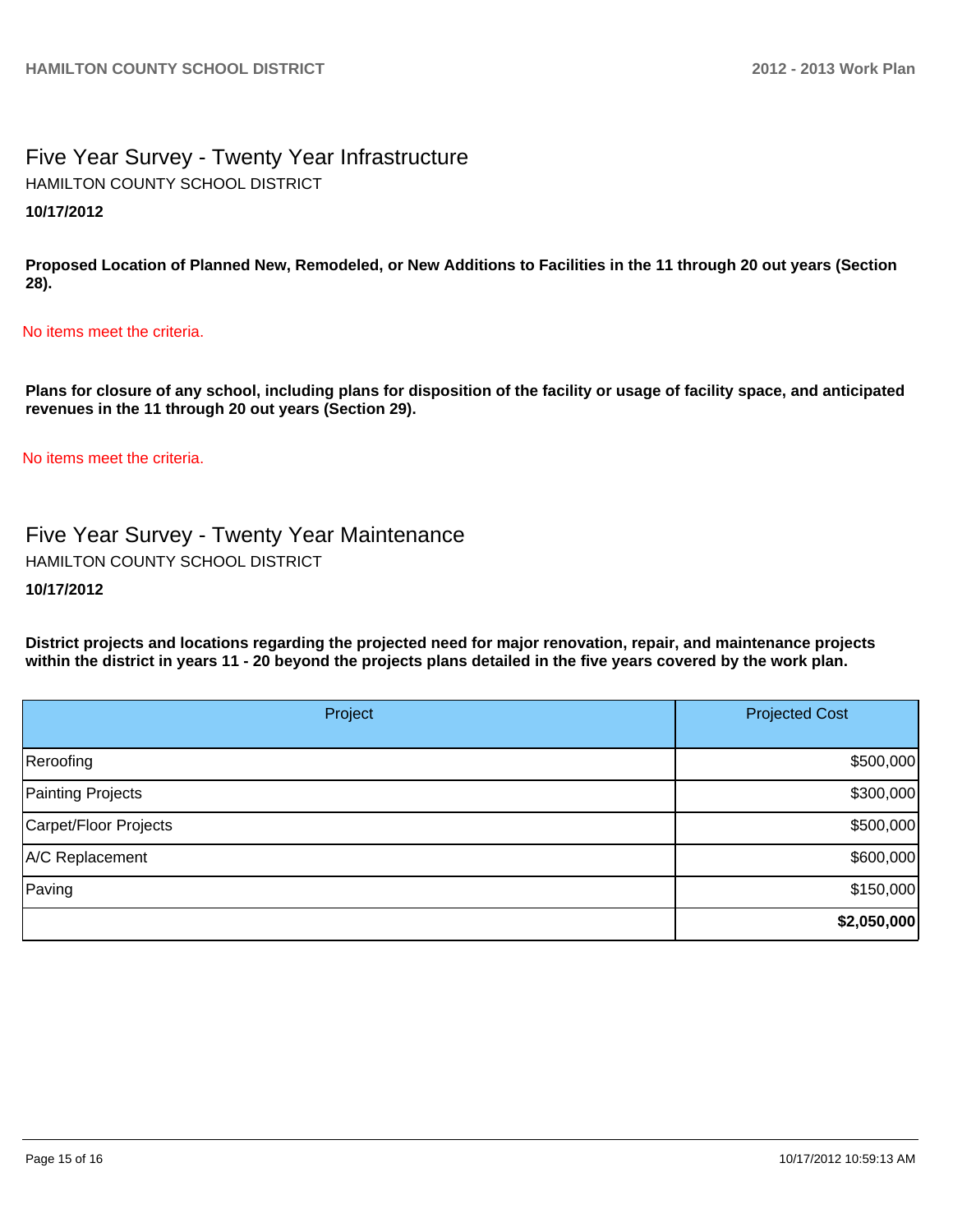# Five Year Survey - Twenty Year Infrastructure

HAMILTON COUNTY SCHOOL DISTRICT

**10/17/2012**

**Proposed Location of Planned New, Remodeled, or New Additions to Facilities in the 11 through 20 out years (Section 28).**

No items meet the criteria.

**Plans for closure of any school, including plans for disposition of the facility or usage of facility space, and anticipated revenues in the 11 through 20 out years (Section 29).**

No items meet the criteria.

# Five Year Survey - Twenty Year Maintenance

HAMILTON COUNTY SCHOOL DISTRICT

**10/17/2012**

**District projects and locations regarding the projected need for major renovation, repair, and maintenance projects within the district in years 11 - 20 beyond the projects plans detailed in the five years covered by the work plan.**

| Project | Projected Cost |
| --- | ---: |
| Reroofing | $500,000 |
| Painting Projects | $300,000 |
| Carpet/Floor Projects | $500,000 |
| A/C Replacement | $600,000 |
| Paving | $150,000 |
| | **$2,050,000** |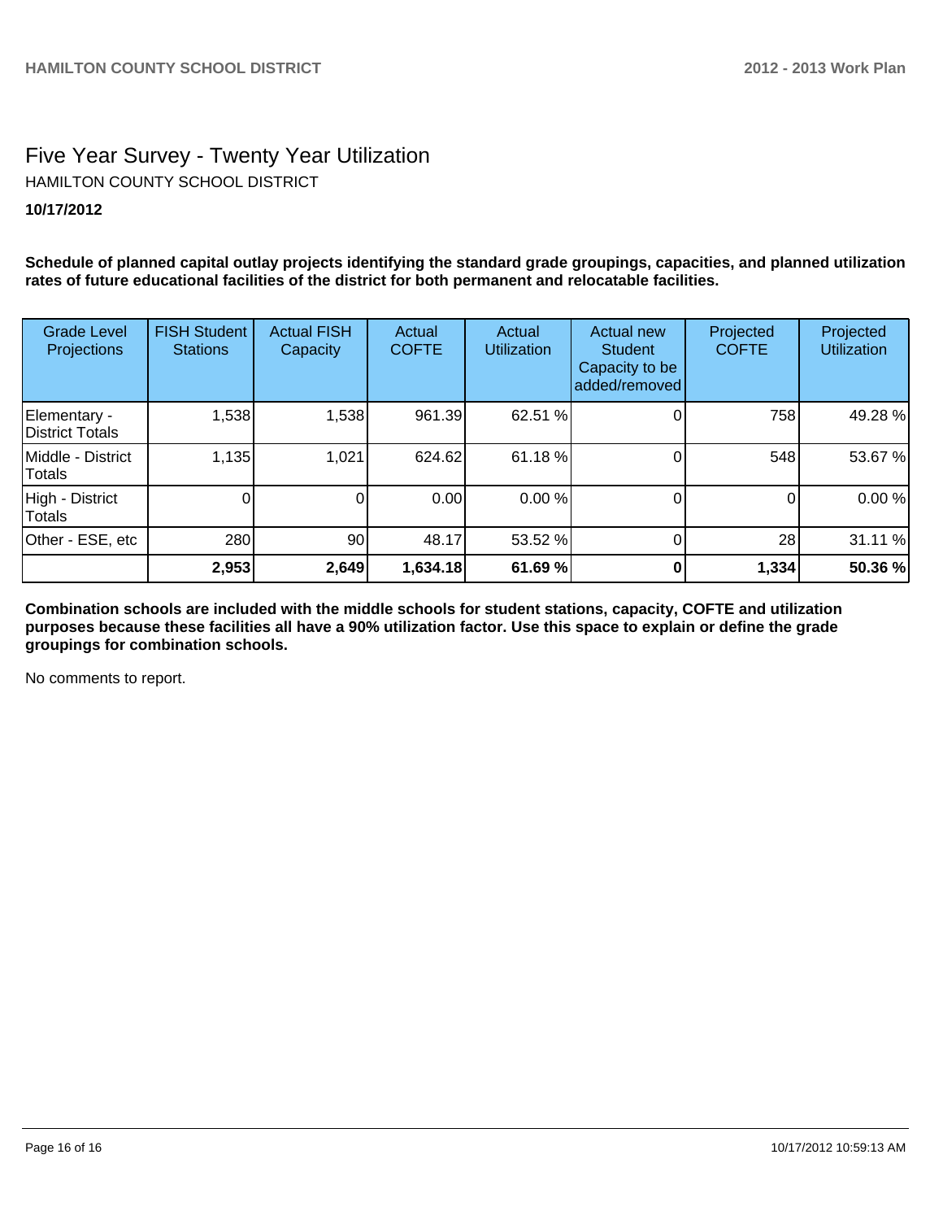# Five Year Survey - Twenty Year Utilization

HAMILTON COUNTY SCHOOL DISTRICT

**10/17/2012**

**Schedule of planned capital outlay projects identifying the standard grade groupings, capacities, and planned utilization rates of future educational facilities of the district for both permanent and relocatable facilities.**

| Grade Level Projections | FISH Student Stations | Actual FISH Capacity | Actual COFTE | Actual Utilization | Actual new Student Capacity to be added/removed | Projected COFTE | Projected Utilization |
|---|---|---|---|---|---|---|---|
| Elementary - District Totals | 1,538 | 1,538 | 961.39 | 62.51 % | 0 | 758 | 49.28 % |
| Middle - District Totals | 1,135 | 1,021 | 624.62 | 61.18 % | 0 | 548 | 53.67 % |
| High - District Totals | 0 | 0 | 0.00 | 0.00 % | 0 | 0 | 0.00 % |
| Other - ESE, etc | 280 | 90 | 48.17 | 53.52 % | 0 | 28 | 31.11 % |
| | **2,953** | **2,649** | **1,634.18** | **61.69 %** | **0** | **1,334** | **50.36 %** |

**Combination schools are included with the middle schools for student stations, capacity, COFTE and utilization purposes because these facilities all have a 90% utilization factor. Use this space to explain or define the grade groupings for combination schools.**

No comments to report.